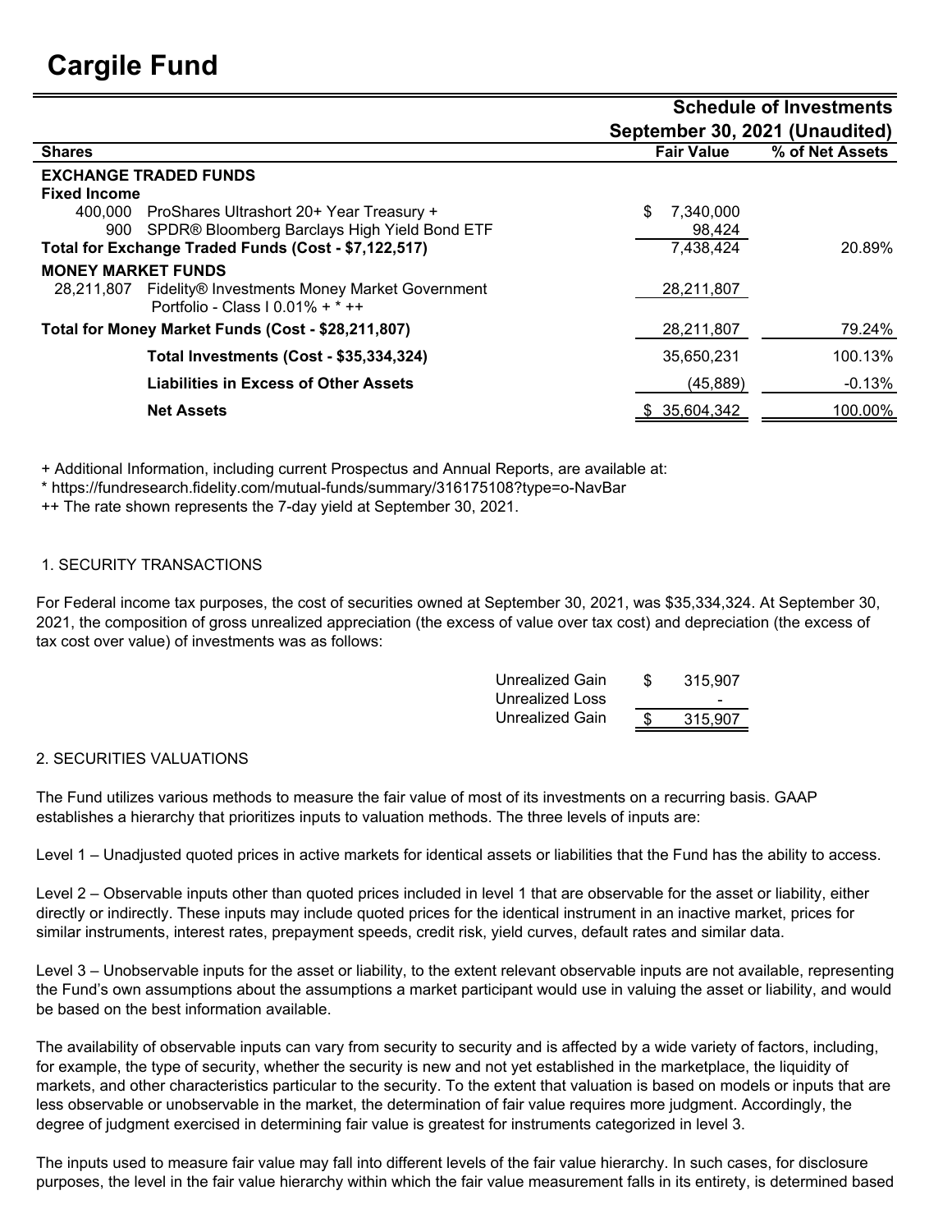# Cargile Fund

**Schedule of Investments**
**September 30, 2021 (Unaudited)**

| Shares | | Fair Value | % of Net Assets |
|---|---|---|---|
| **EXCHANGE TRADED FUNDS** | | | |
| **Fixed Income** | | | |
| 400,000 | ProShares Ultrashort 20+ Year Treasury + | $ 7,340,000 | |
| 900 | SPDR® Bloomberg Barclays High Yield Bond ETF | 98,424 | |
| **Total for Exchange Traded Funds (Cost - $7,122,517)** | | 7,438,424 | 20.89% |
| **MONEY MARKET FUNDS** | | | |
| 28,211,807 | Fidelity® Investments Money Market Government Portfolio - Class I 0.01% + * ++ | 28,211,807 | |
| **Total for Money Market Funds (Cost - $28,211,807)** | | 28,211,807 | 79.24% |
| | **Total Investments (Cost - $35,334,324)** | 35,650,231 | 100.13% |
| | **Liabilities in Excess of Other Assets** | (45,889) | -0.13% |
| | **Net Assets** | $ 35,604,342 | 100.00% |

+ Additional Information, including current Prospectus and Annual Reports, are available at:
* https://fundresearch.fidelity.com/mutual-funds/summary/316175108?type=o-NavBar
++ The rate shown represents the 7-day yield at September 30, 2021.

1. SECURITY TRANSACTIONS

For Federal income tax purposes, the cost of securities owned at September 30, 2021, was $35,334,324. At September 30, 2021, the composition of gross unrealized appreciation (the excess of value over tax cost) and depreciation (the excess of tax cost over value) of investments was as follows:

| | |
|---|---|
| Unrealized Gain | $ 315,907 |
| Unrealized Loss | - |
| Unrealized Gain | $ 315,907 |

2. SECURITIES VALUATIONS

The Fund utilizes various methods to measure the fair value of most of its investments on a recurring basis. GAAP establishes a hierarchy that prioritizes inputs to valuation methods. The three levels of inputs are:

Level 1 – Unadjusted quoted prices in active markets for identical assets or liabilities that the Fund has the ability to access.

Level 2 – Observable inputs other than quoted prices included in level 1 that are observable for the asset or liability, either directly or indirectly. These inputs may include quoted prices for the identical instrument in an inactive market, prices for similar instruments, interest rates, prepayment speeds, credit risk, yield curves, default rates and similar data.

Level 3 – Unobservable inputs for the asset or liability, to the extent relevant observable inputs are not available, representing the Fund's own assumptions about the assumptions a market participant would use in valuing the asset or liability, and would be based on the best information available.

The availability of observable inputs can vary from security to security and is affected by a wide variety of factors, including, for example, the type of security, whether the security is new and not yet established in the marketplace, the liquidity of markets, and other characteristics particular to the security. To the extent that valuation is based on models or inputs that are less observable or unobservable in the market, the determination of fair value requires more judgment. Accordingly, the degree of judgment exercised in determining fair value is greatest for instruments categorized in level 3.

The inputs used to measure fair value may fall into different levels of the fair value hierarchy. In such cases, for disclosure purposes, the level in the fair value hierarchy within which the fair value measurement falls in its entirety, is determined based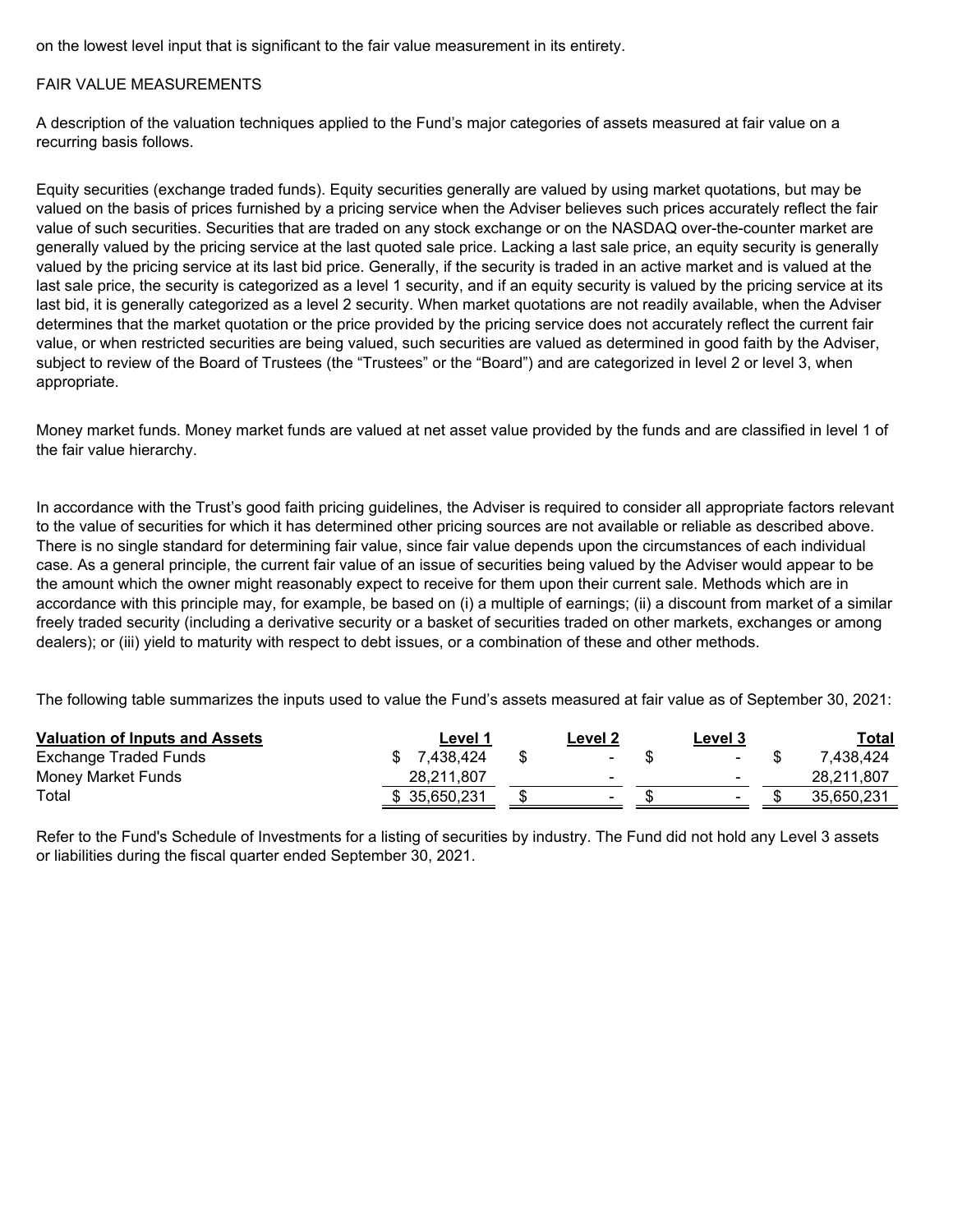on the lowest level input that is significant to the fair value measurement in its entirety.

FAIR VALUE MEASUREMENTS

A description of the valuation techniques applied to the Fund's major categories of assets measured at fair value on a recurring basis follows.

Equity securities (exchange traded funds). Equity securities generally are valued by using market quotations, but may be valued on the basis of prices furnished by a pricing service when the Adviser believes such prices accurately reflect the fair value of such securities. Securities that are traded on any stock exchange or on the NASDAQ over-the-counter market are generally valued by the pricing service at the last quoted sale price. Lacking a last sale price, an equity security is generally valued by the pricing service at its last bid price. Generally, if the security is traded in an active market and is valued at the last sale price, the security is categorized as a level 1 security, and if an equity security is valued by the pricing service at its last bid, it is generally categorized as a level 2 security. When market quotations are not readily available, when the Adviser determines that the market quotation or the price provided by the pricing service does not accurately reflect the current fair value, or when restricted securities are being valued, such securities are valued as determined in good faith by the Adviser, subject to review of the Board of Trustees (the "Trustees" or the "Board") and are categorized in level 2 or level 3, when appropriate.

Money market funds. Money market funds are valued at net asset value provided by the funds and are classified in level 1 of the fair value hierarchy.

In accordance with the Trust's good faith pricing guidelines, the Adviser is required to consider all appropriate factors relevant to the value of securities for which it has determined other pricing sources are not available or reliable as described above. There is no single standard for determining fair value, since fair value depends upon the circumstances of each individual case. As a general principle, the current fair value of an issue of securities being valued by the Adviser would appear to be the amount which the owner might reasonably expect to receive for them upon their current sale. Methods which are in accordance with this principle may, for example, be based on (i) a multiple of earnings; (ii) a discount from market of a similar freely traded security (including a derivative security or a basket of securities traded on other markets, exchanges or among dealers); or (iii) yield to maturity with respect to debt issues, or a combination of these and other methods.

The following table summarizes the inputs used to value the Fund's assets measured at fair value as of September 30, 2021:

| Valuation of Inputs and Assets | Level 1 | Level 2 | Level 3 | Total |
|---|---|---|---|---|
| Exchange Traded Funds | $ 7,438,424 | $ - | $ - | $ 7,438,424 |
| Money Market Funds | 28,211,807 | - | - | 28,211,807 |
| Total | $ 35,650,231 | $ - | $ - | $ 35,650,231 |

Refer to the Fund's Schedule of Investments for a listing of securities by industry. The Fund did not hold any Level 3 assets or liabilities during the fiscal quarter ended September 30, 2021.